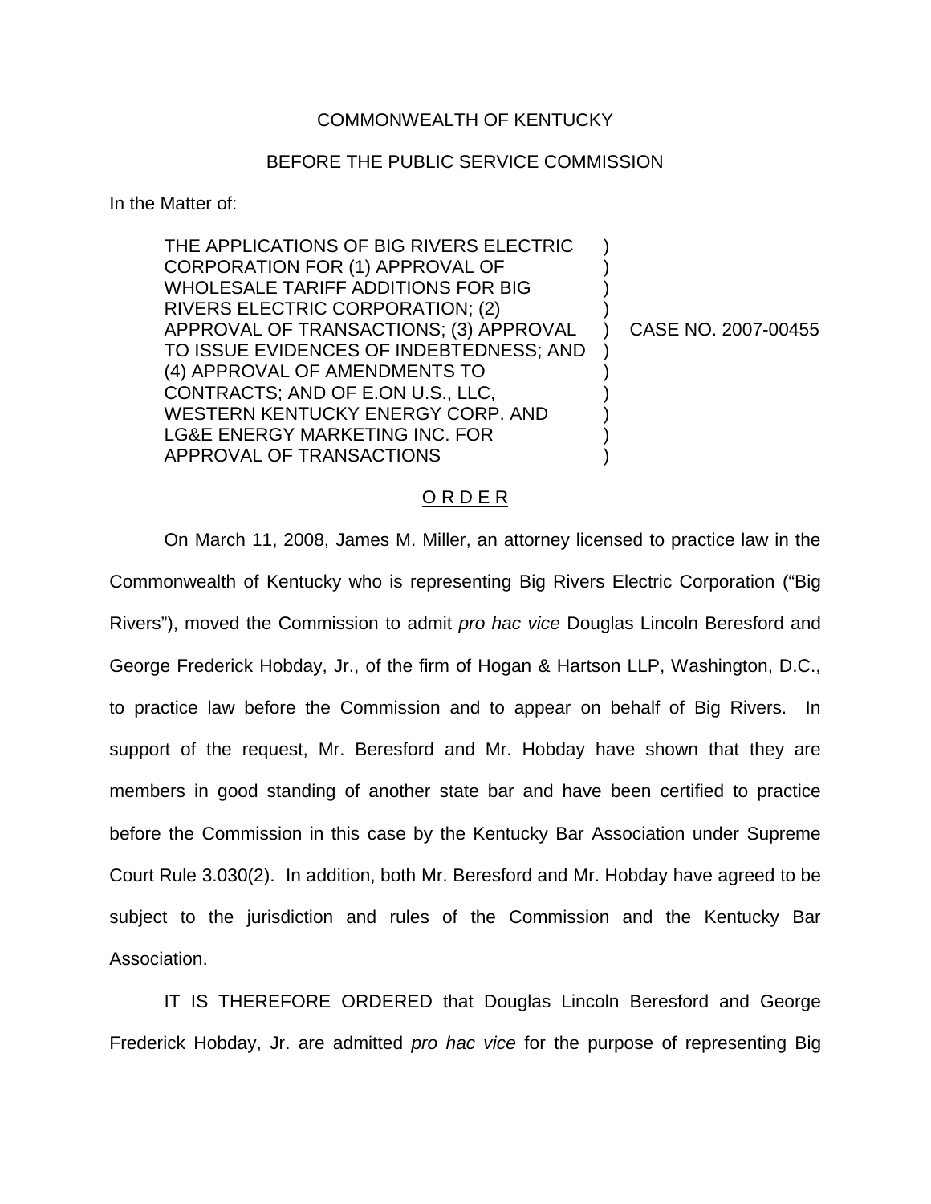COMMONWEALTH OF KENTUCKY

BEFORE THE PUBLIC SERVICE COMMISSION

In the Matter of:

| | | |
|---|---|---|
| THE APPLICATIONS OF BIG RIVERS ELECTRIC CORPORATION FOR (1) APPROVAL OF WHOLESALE TARIFF ADDITIONS FOR BIG RIVERS ELECTRIC CORPORATION; (2) APPROVAL OF TRANSACTIONS; (3) APPROVAL TO ISSUE EVIDENCES OF INDEBTEDNESS; AND (4) APPROVAL OF AMENDMENTS TO CONTRACTS; AND OF E.ON U.S., LLC, WESTERN KENTUCKY ENERGY CORP. AND LG&E ENERGY MARKETING INC. FOR APPROVAL OF TRANSACTIONS | ) | CASE NO. 2007-00455 |

O R D E R

On March 11, 2008, James M. Miller, an attorney licensed to practice law in the Commonwealth of Kentucky who is representing Big Rivers Electric Corporation ("Big Rivers"), moved the Commission to admit *pro hac vice* Douglas Lincoln Beresford and George Frederick Hobday, Jr., of the firm of Hogan & Hartson LLP, Washington, D.C., to practice law before the Commission and to appear on behalf of Big Rivers. In support of the request, Mr. Beresford and Mr. Hobday have shown that they are members in good standing of another state bar and have been certified to practice before the Commission in this case by the Kentucky Bar Association under Supreme Court Rule 3.030(2). In addition, both Mr. Beresford and Mr. Hobday have agreed to be subject to the jurisdiction and rules of the Commission and the Kentucky Bar Association.

IT IS THEREFORE ORDERED that Douglas Lincoln Beresford and George Frederick Hobday, Jr. are admitted *pro hac vice* for the purpose of representing Big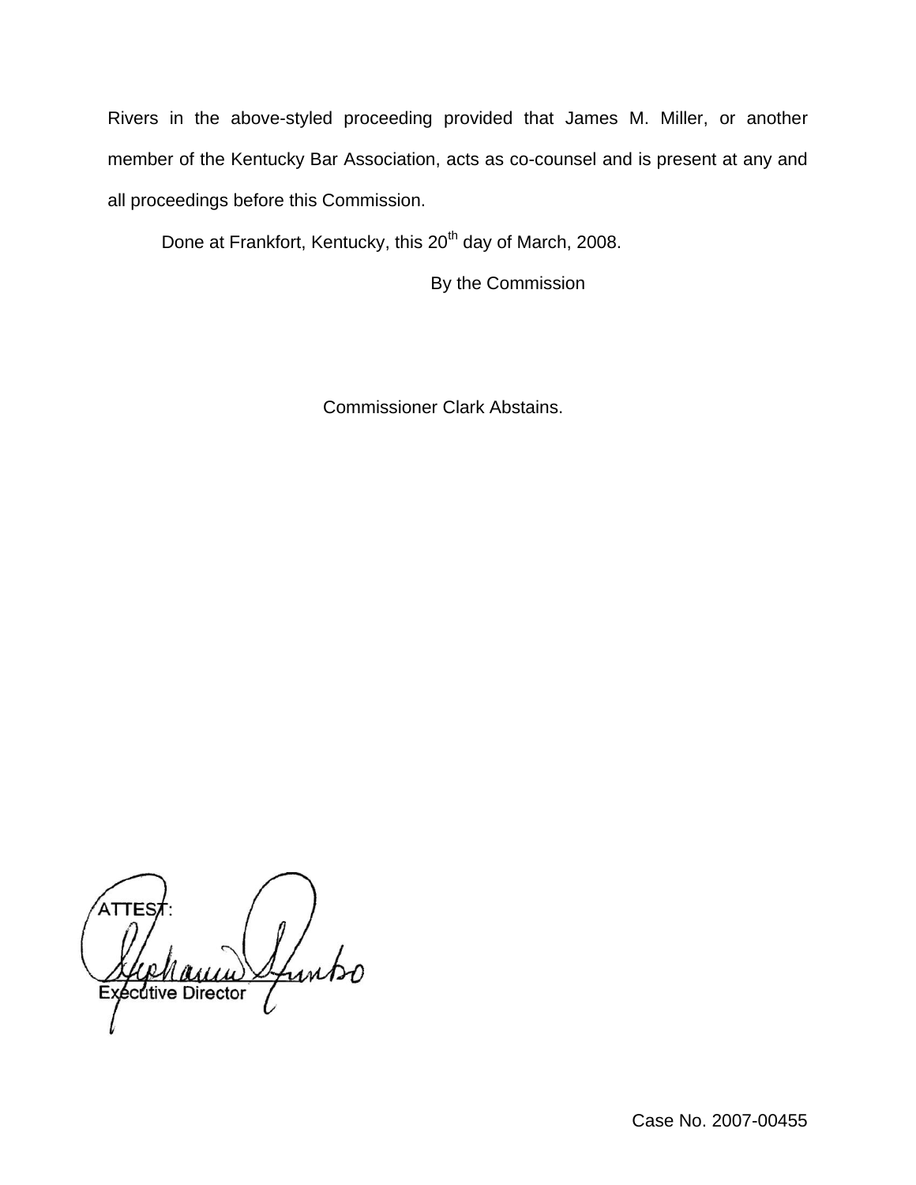Rivers in the above-styled proceeding provided that James M. Miller, or another member of the Kentucky Bar Association, acts as co-counsel and is present at any and all proceedings before this Commission.

Done at Frankfort, Kentucky, this 20th day of March, 2008.

By the Commission

Commissioner Clark Abstains.

ATTEST:

Executive Director

Case No. 2007-00455